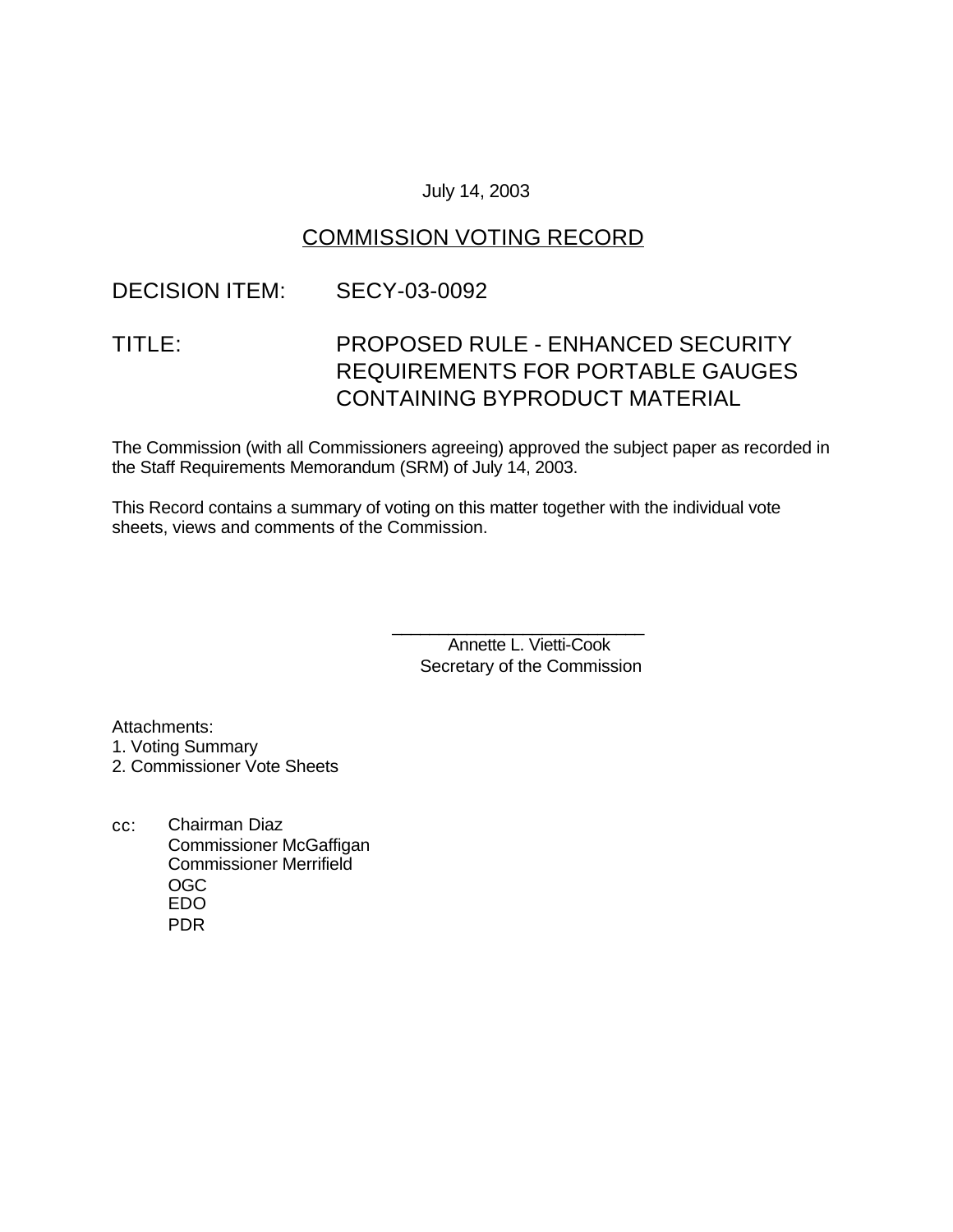July 14, 2003

# COMMISSION VOTING RECORD

DECISION ITEM: SECY-03-0092

TITLE: PROPOSED RULE - ENHANCED SECURITY REQUIREMENTS FOR PORTABLE GAUGES CONTAINING BYPRODUCT MATERIAL

The Commission (with all Commissioners agreeing) approved the subject paper as recorded in the Staff Requirements Memorandum (SRM) of July 14, 2003.

This Record contains a summary of voting on this matter together with the individual vote sheets, views and comments of the Commission.

\_\_\_\_\_\_\_\_\_\_\_\_\_\_\_\_\_\_\_\_\_\_\_\_\_\_\_

Annette L. Vietti-Cook  
Secretary of the Commission

Attachments:
1. Voting Summary
2. Commissioner Vote Sheets

cc: Chairman Diaz  
Commissioner McGaffigan  
Commissioner Merrifield  
OGC  
EDO  
PDR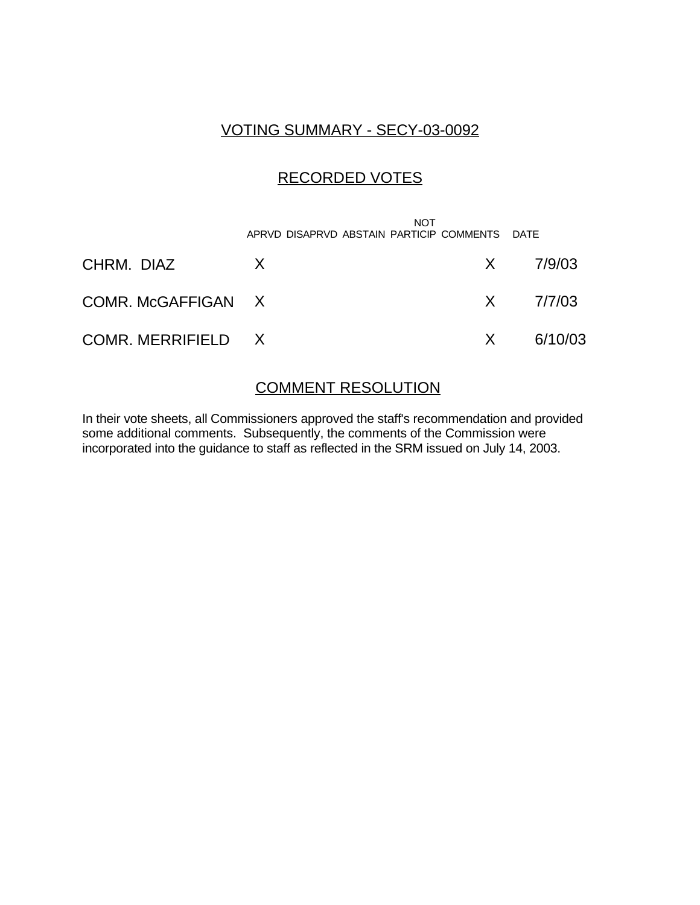## VOTING SUMMARY - SECY-03-0092

## RECORDED VOTES

| | APRVD | DISAPRVD | ABSTAIN | NOT PARTICIP | COMMENTS | DATE |
|---|---|---|---|---|---|---|
| CHRM. DIAZ | X | | | | X | 7/9/03 |
| COMR. McGAFFIGAN | X | | | | X | 7/7/03 |
| COMR. MERRIFIELD | X | | | | X | 6/10/03 |

## COMMENT RESOLUTION

In their vote sheets, all Commissioners approved the staff's recommendation and provided some additional comments. Subsequently, the comments of the Commission were incorporated into the guidance to staff as reflected in the SRM issued on July 14, 2003.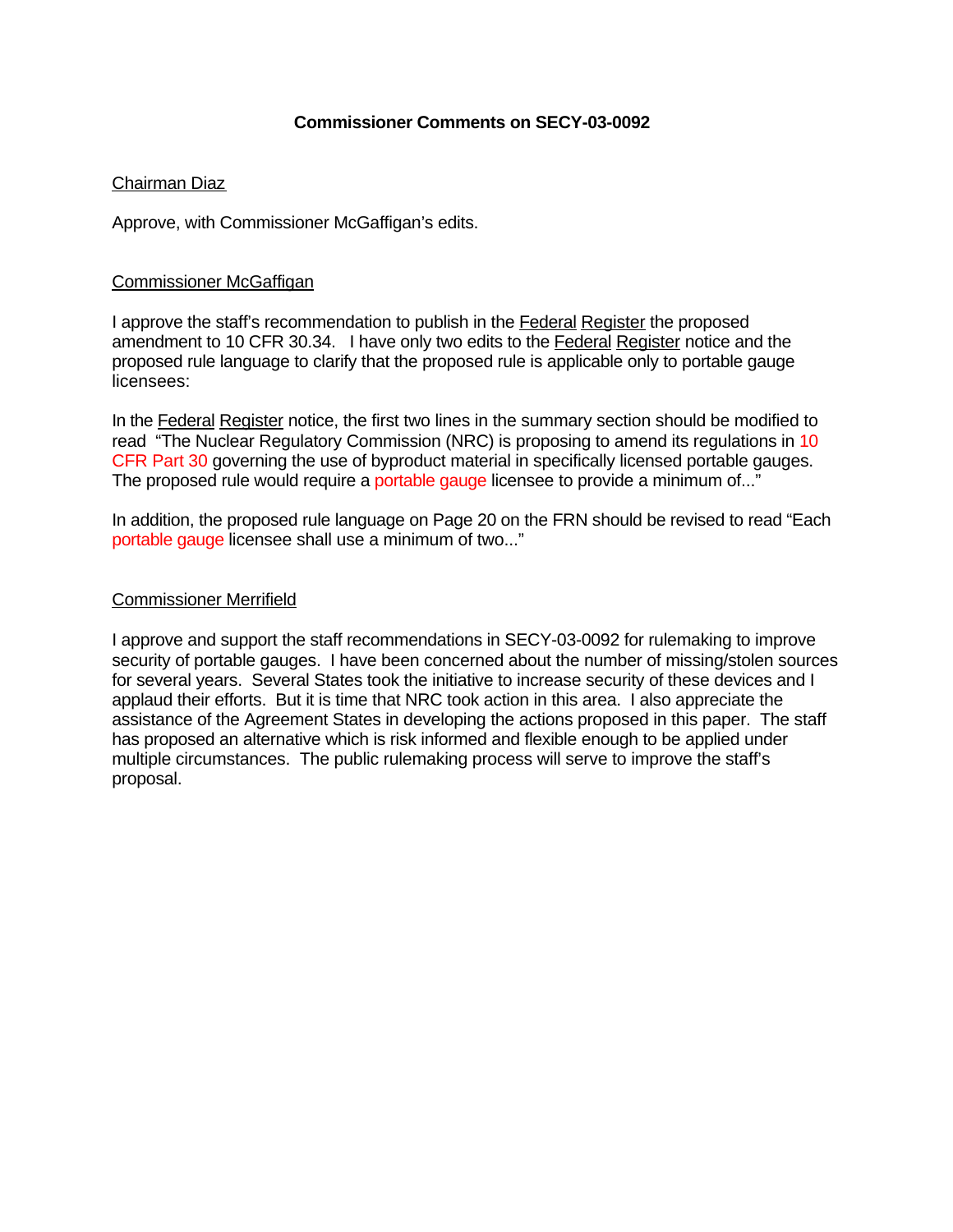**Commissioner Comments on SECY-03-0092**

Chairman Diaz

Approve, with Commissioner McGaffigan's edits.

Commissioner McGaffigan

I approve the staff's recommendation to publish in the Federal Register the proposed amendment to 10 CFR 30.34. I have only two edits to the Federal Register notice and the proposed rule language to clarify that the proposed rule is applicable only to portable gauge licensees:

In the Federal Register notice, the first two lines in the summary section should be modified to read "The Nuclear Regulatory Commission (NRC) is proposing to amend its regulations in 10 CFR Part 30 governing the use of byproduct material in specifically licensed portable gauges. The proposed rule would require a portable gauge licensee to provide a minimum of..."

In addition, the proposed rule language on Page 20 on the FRN should be revised to read "Each portable gauge licensee shall use a minimum of two..."

Commissioner Merrifield

I approve and support the staff recommendations in SECY-03-0092 for rulemaking to improve security of portable gauges. I have been concerned about the number of missing/stolen sources for several years. Several States took the initiative to increase security of these devices and I applaud their efforts. But it is time that NRC took action in this area. I also appreciate the assistance of the Agreement States in developing the actions proposed in this paper. The staff has proposed an alternative which is risk informed and flexible enough to be applied under multiple circumstances. The public rulemaking process will serve to improve the staff's proposal.